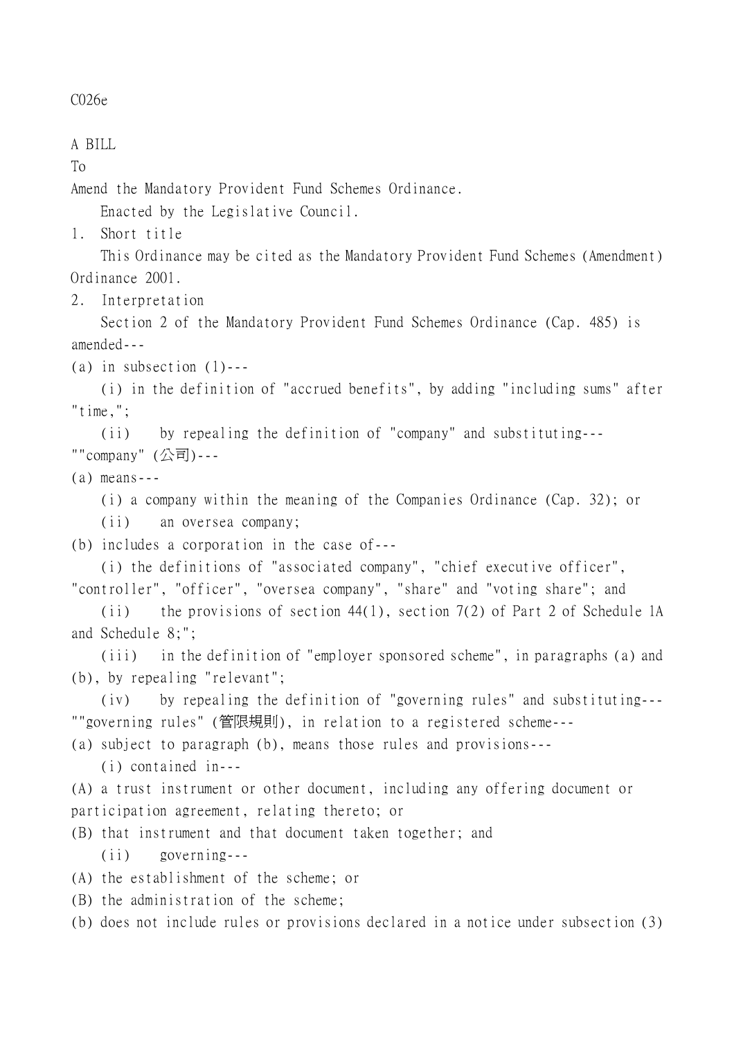C026e

A BILL

To

Amend the Mandatory Provident Fund Schemes Ordinance.

Enacted by the Legislative Council.

1. Short title

This Ordinance may be cited as the Mandatory Provident Fund Schemes (Amendment) Ordinance 2001.

2. Interpretation

Section 2 of the Mandatory Provident Fund Schemes Ordinance (Cap. 485) is amended---

(a) in subsection (1)---

(i) in the definition of "accrued benefits", by adding "including sums" after "time,";

(ii) by repealing the definition of "company" and substituting---

""company" (公司)---

(a) means---

(i) a company within the meaning of the Companies Ordinance (Cap. 32); or

(ii) an oversea company;

(b) includes a corporation in the case of---

(i) the definitions of "associated company", "chief executive officer", "controller", "officer", "oversea company", "share" and "voting share"; and

(ii) the provisions of section 44(1), section 7(2) of Part 2 of Schedule 1A and Schedule 8;";

(iii) in the definition of "employer sponsored scheme", in paragraphs (a) and (b), by repealing "relevant";

(iv) by repealing the definition of "governing rules" and substituting---

""governing rules" (管限規則), in relation to a registered scheme---

(a) subject to paragraph (b), means those rules and provisions---

(i) contained in---

(A) a trust instrument or other document, including any offering document or participation agreement, relating thereto; or

(B) that instrument and that document taken together; and

(ii) governing---

(A) the establishment of the scheme; or

(B) the administration of the scheme;

(b) does not include rules or provisions declared in a notice under subsection (3)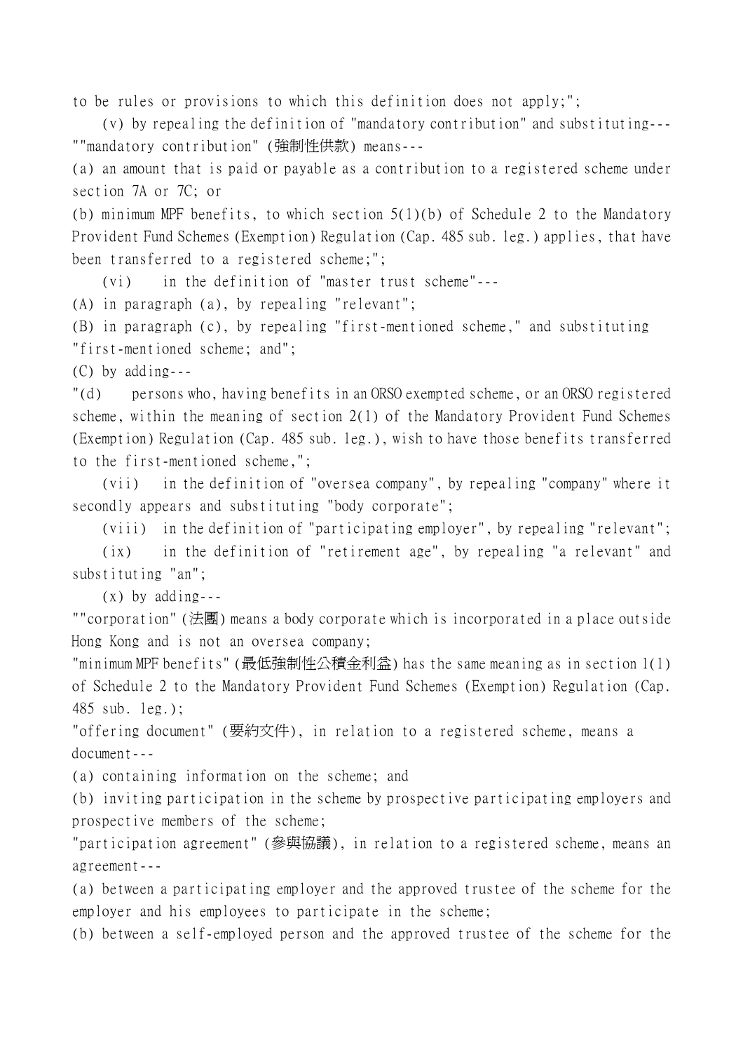to be rules or provisions to which this definition does not apply;";

(v) by repealing the definition of "mandatory contribution" and substituting---

""mandatory contribution" (強制性供款) means---

(a) an amount that is paid or payable as a contribution to a registered scheme under section 7A or 7C; or

(b) minimum MPF benefits, to which section 5(1)(b) of Schedule 2 to the Mandatory Provident Fund Schemes (Exemption) Regulation (Cap. 485 sub. leg.) applies, that have been transferred to a registered scheme;";

(vi) in the definition of "master trust scheme"---

(A) in paragraph (a), by repealing "relevant";

(B) in paragraph (c), by repealing "first-mentioned scheme," and substituting "first-mentioned scheme; and";

(C) by adding---

"(d) persons who, having benefits in an ORSO exempted scheme, or an ORSO registered scheme, within the meaning of section 2(1) of the Mandatory Provident Fund Schemes (Exemption) Regulation (Cap. 485 sub. leg.), wish to have those benefits transferred to the first-mentioned scheme,";

(vii) in the definition of "oversea company", by repealing "company" where it secondly appears and substituting "body corporate";

(viii) in the definition of "participating employer", by repealing "relevant";

(ix) in the definition of "retirement age", by repealing "a relevant" and substituting "an";

(x) by adding---

""corporation" (法團) means a body corporate which is incorporated in a place outside Hong Kong and is not an oversea company;

"minimum MPF benefits" (最低強制性公積金利益) has the same meaning as in section 1(1) of Schedule 2 to the Mandatory Provident Fund Schemes (Exemption) Regulation (Cap. 485 sub. leg.);

"offering document" (要約文件), in relation to a registered scheme, means a document---

(a) containing information on the scheme; and

(b) inviting participation in the scheme by prospective participating employers and prospective members of the scheme;

"participation agreement" (參與協議), in relation to a registered scheme, means an agreement---

(a) between a participating employer and the approved trustee of the scheme for the employer and his employees to participate in the scheme;

(b) between a self-employed person and the approved trustee of the scheme for the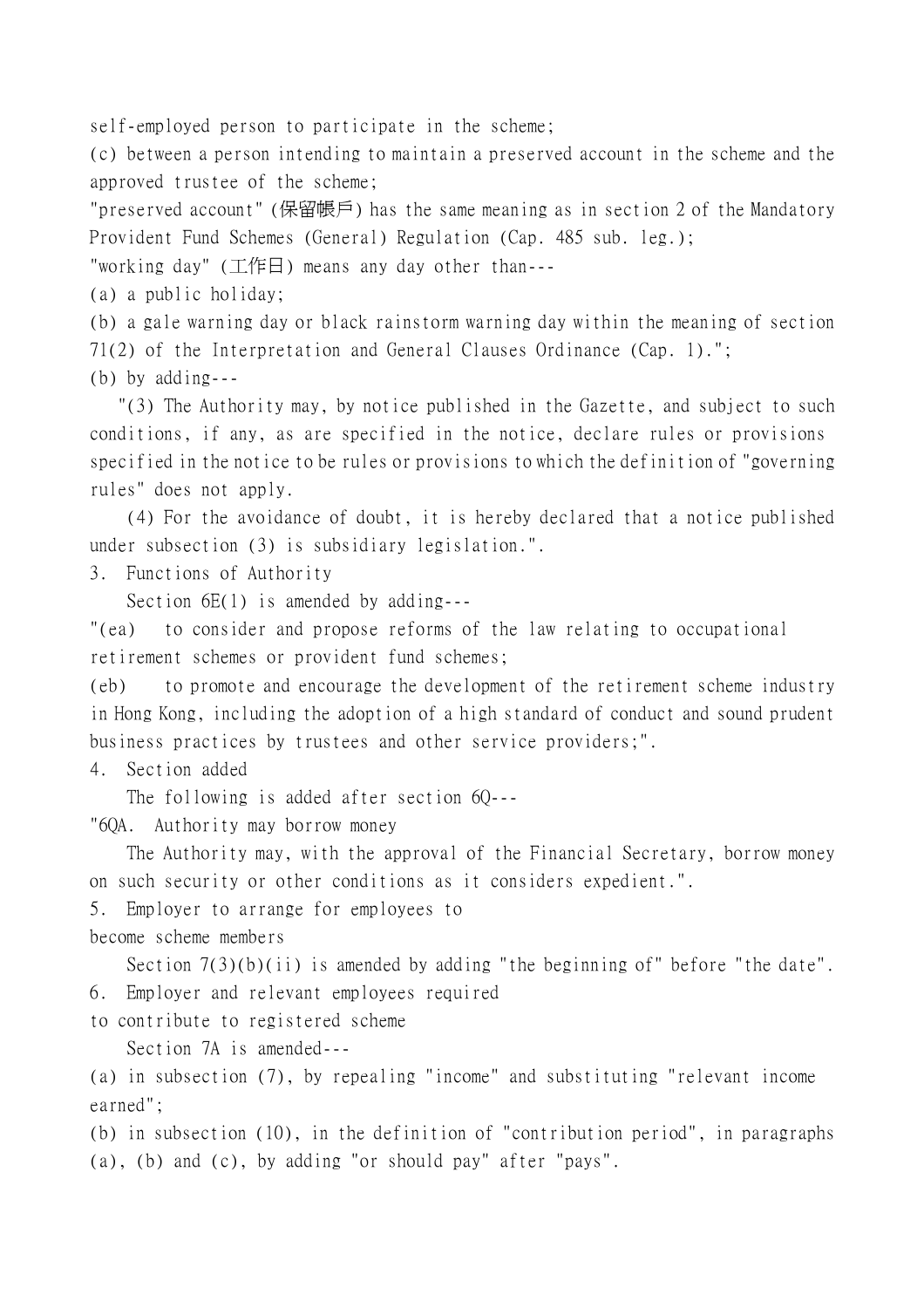self-employed person to participate in the scheme;

(c) between a person intending to maintain a preserved account in the scheme and the approved trustee of the scheme;

"preserved account" (保留帳戶) has the same meaning as in section 2 of the Mandatory Provident Fund Schemes (General) Regulation (Cap. 485 sub. leg.);

"working day" (工作日) means any day other than---

(a) a public holiday;

(b) a gale warning day or black rainstorm warning day within the meaning of section 71(2) of the Interpretation and General Clauses Ordinance (Cap. 1).";

(b) by adding---

"(3) The Authority may, by notice published in the Gazette, and subject to such conditions, if any, as are specified in the notice, declare rules or provisions specified in the notice to be rules or provisions to which the definition of "governing rules" does not apply.

(4) For the avoidance of doubt, it is hereby declared that a notice published under subsection (3) is subsidiary legislation.".

3. Functions of Authority

Section 6E(1) is amended by adding---

"(ea) to consider and propose reforms of the law relating to occupational retirement schemes or provident fund schemes;

(eb) to promote and encourage the development of the retirement scheme industry in Hong Kong, including the adoption of a high standard of conduct and sound prudent business practices by trustees and other service providers;".

4. Section added

The following is added after section 6Q---

"6QA. Authority may borrow money

The Authority may, with the approval of the Financial Secretary, borrow money on such security or other conditions as it considers expedient.".

5. Employer to arrange for employees to become scheme members

Section 7(3)(b)(ii) is amended by adding "the beginning of" before "the date".

6. Employer and relevant employees required to contribute to registered scheme

Section 7A is amended---

(a) in subsection (7), by repealing "income" and substituting "relevant income earned";

(b) in subsection (10), in the definition of "contribution period", in paragraphs (a), (b) and (c), by adding "or should pay" after "pays".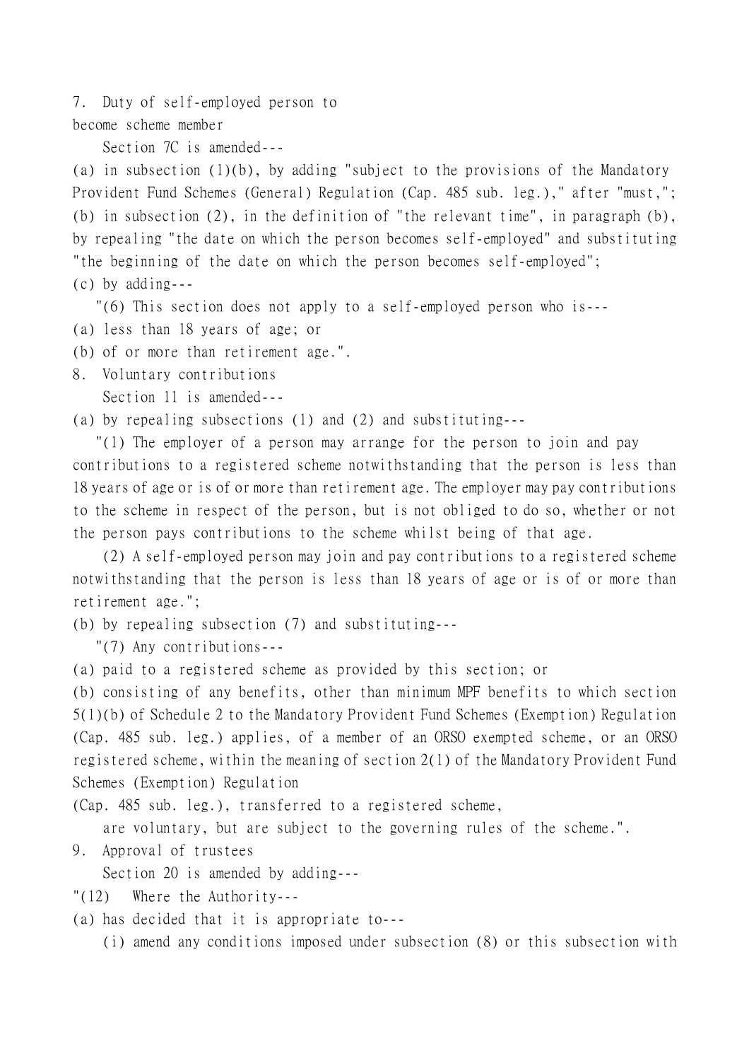7. Duty of self-employed person to become scheme member

Section 7C is amended---

(a) in subsection (1)(b), by adding "subject to the provisions of the Mandatory Provident Fund Schemes (General) Regulation (Cap. 485 sub. leg.)," after "must,";

(b) in subsection (2), in the definition of "the relevant time", in paragraph (b), by repealing "the date on which the person becomes self-employed" and substituting "the beginning of the date on which the person becomes self-employed";

(c) by adding---

"(6) This section does not apply to a self-employed person who is---

(a) less than 18 years of age; or

(b) of or more than retirement age.".

8. Voluntary contributions

Section 11 is amended---

(a) by repealing subsections (1) and (2) and substituting---

"(1) The employer of a person may arrange for the person to join and pay contributions to a registered scheme notwithstanding that the person is less than 18 years of age or is of or more than retirement age. The employer may pay contributions to the scheme in respect of the person, but is not obliged to do so, whether or not the person pays contributions to the scheme whilst being of that age.

(2) A self-employed person may join and pay contributions to a registered scheme notwithstanding that the person is less than 18 years of age or is of or more than retirement age.";

(b) by repealing subsection (7) and substituting---

"(7) Any contributions---

(a) paid to a registered scheme as provided by this section; or

(b) consisting of any benefits, other than minimum MPF benefits to which section 5(1)(b) of Schedule 2 to the Mandatory Provident Fund Schemes (Exemption) Regulation (Cap. 485 sub. leg.) applies, of a member of an ORSO exempted scheme, or an ORSO registered scheme, within the meaning of section 2(1) of the Mandatory Provident Fund Schemes (Exemption) Regulation (Cap. 485 sub. leg.), transferred to a registered scheme,

are voluntary, but are subject to the governing rules of the scheme.".

9. Approval of trustees

Section 20 is amended by adding---

"(12) Where the Authority---

(a) has decided that it is appropriate to---

(i) amend any conditions imposed under subsection (8) or this subsection with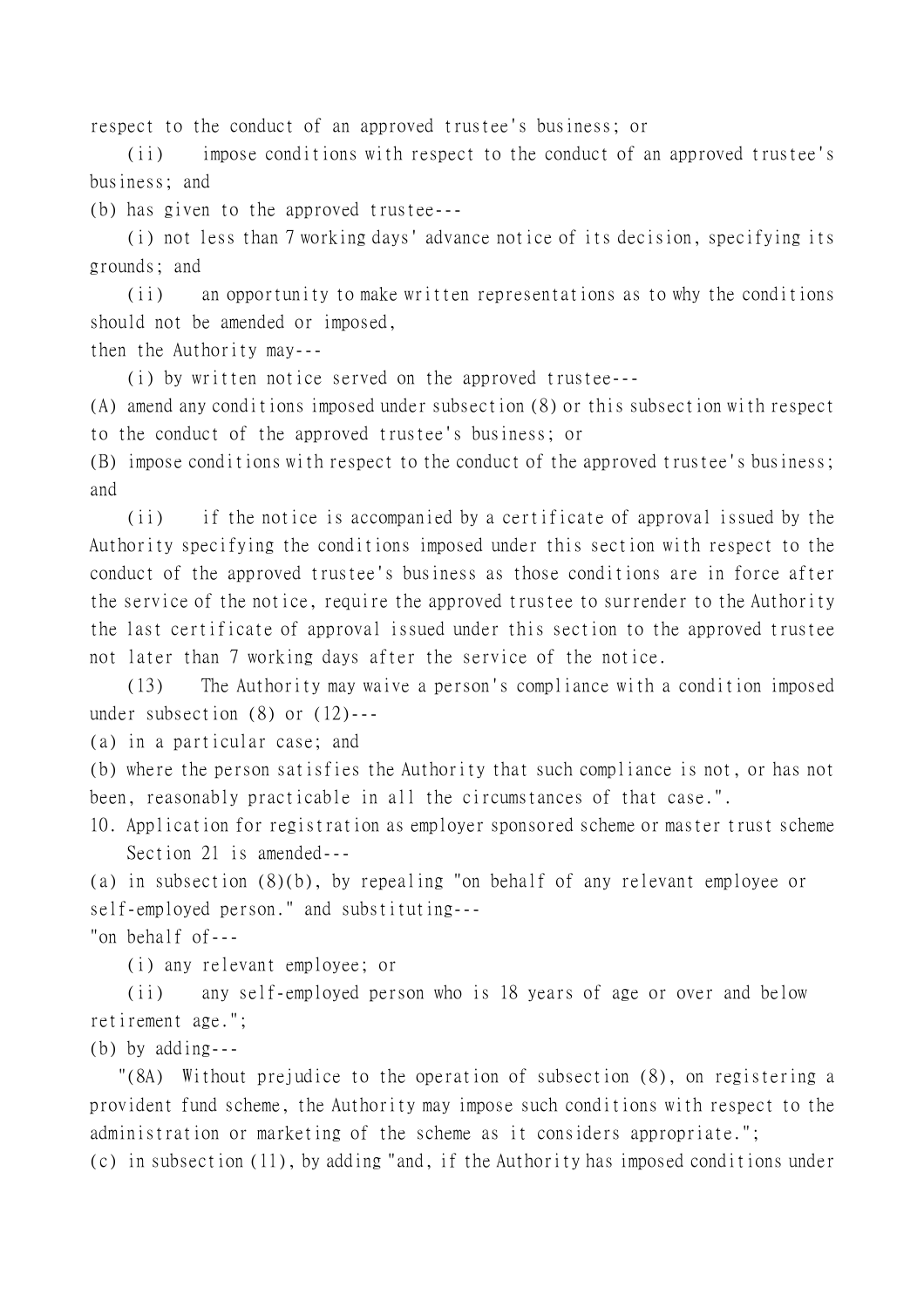respect to the conduct of an approved trustee's business; or

(ii) impose conditions with respect to the conduct of an approved trustee's business; and

(b) has given to the approved trustee---

(i) not less than 7 working days' advance notice of its decision, specifying its grounds; and

(ii) an opportunity to make written representations as to why the conditions should not be amended or imposed,

then the Authority may---

(i) by written notice served on the approved trustee---

(A) amend any conditions imposed under subsection (8) or this subsection with respect to the conduct of the approved trustee's business; or

(B) impose conditions with respect to the conduct of the approved trustee's business; and

(ii) if the notice is accompanied by a certificate of approval issued by the Authority specifying the conditions imposed under this section with respect to the conduct of the approved trustee's business as those conditions are in force after the service of the notice, require the approved trustee to surrender to the Authority the last certificate of approval issued under this section to the approved trustee not later than 7 working days after the service of the notice.

(13) The Authority may waive a person's compliance with a condition imposed under subsection (8) or (12)---

(a) in a particular case; and

(b) where the person satisfies the Authority that such compliance is not, or has not been, reasonably practicable in all the circumstances of that case.".

10. Application for registration as employer sponsored scheme or master trust scheme

Section 21 is amended---

(a) in subsection (8)(b), by repealing "on behalf of any relevant employee or self-employed person." and substituting---

"on behalf of---

(i) any relevant employee; or

(ii) any self-employed person who is 18 years of age or over and below retirement age.";

(b) by adding---

"(8A) Without prejudice to the operation of subsection (8), on registering a provident fund scheme, the Authority may impose such conditions with respect to the administration or marketing of the scheme as it considers appropriate.";

(c) in subsection (11), by adding "and, if the Authority has imposed conditions under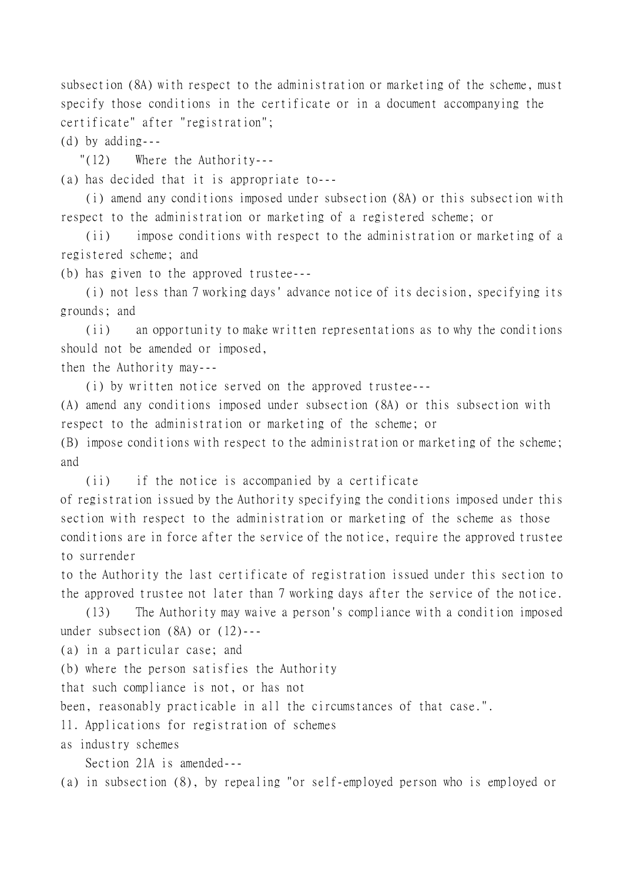subsection (8A) with respect to the administration or marketing of the scheme, must specify those conditions in the certificate or in a document accompanying the certificate" after "registration";

(d) by adding---

"(12) Where the Authority---

(a) has decided that it is appropriate to---

(i) amend any conditions imposed under subsection (8A) or this subsection with respect to the administration or marketing of a registered scheme; or

(ii) impose conditions with respect to the administration or marketing of a registered scheme; and

(b) has given to the approved trustee---

(i) not less than 7 working days' advance notice of its decision, specifying its grounds; and

(ii) an opportunity to make written representations as to why the conditions should not be amended or imposed,

then the Authority may---

(i) by written notice served on the approved trustee---

(A) amend any conditions imposed under subsection (8A) or this subsection with respect to the administration or marketing of the scheme; or

(B) impose conditions with respect to the administration or marketing of the scheme; and

(ii) if the notice is accompanied by a certificate of registration issued by the Authority specifying the conditions imposed under this section with respect to the administration or marketing of the scheme as those conditions are in force after the service of the notice, require the approved trustee to surrender to the Authority the last certificate of registration issued under this section to the approved trustee not later than 7 working days after the service of the notice.

(13) The Authority may waive a person's compliance with a condition imposed under subsection (8A) or (12)---

(a) in a particular case; and

(b) where the person satisfies the Authority that such compliance is not, or has not been, reasonably practicable in all the circumstances of that case.".

11. Applications for registration of schemes as industry schemes

Section 21A is amended---

(a) in subsection (8), by repealing "or self-employed person who is employed or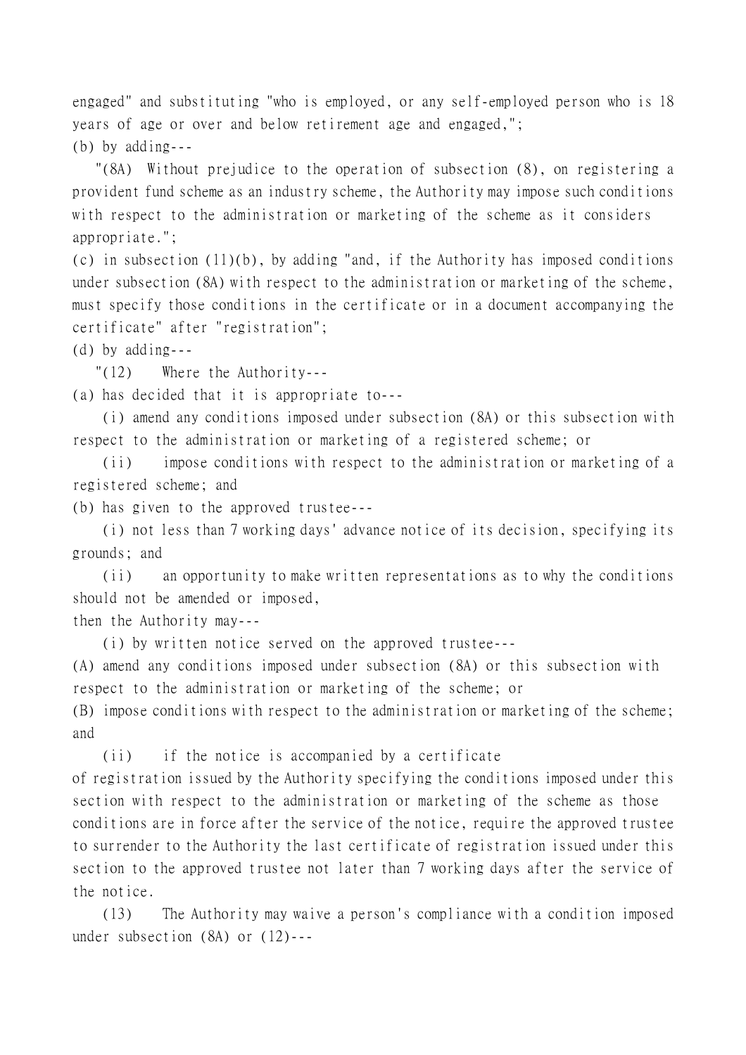engaged" and substituting "who is employed, or any self-employed person who is 18 years of age or over and below retirement age and engaged,";

(b) by adding---

"(8A) Without prejudice to the operation of subsection (8), on registering a provident fund scheme as an industry scheme, the Authority may impose such conditions with respect to the administration or marketing of the scheme as it considers appropriate.";

(c) in subsection (11)(b), by adding "and, if the Authority has imposed conditions under subsection (8A) with respect to the administration or marketing of the scheme, must specify those conditions in the certificate or in a document accompanying the certificate" after "registration";

(d) by adding---

"(12) Where the Authority---

(a) has decided that it is appropriate to---

(i) amend any conditions imposed under subsection (8A) or this subsection with respect to the administration or marketing of a registered scheme; or

(ii) impose conditions with respect to the administration or marketing of a registered scheme; and

(b) has given to the approved trustee---

(i) not less than 7 working days' advance notice of its decision, specifying its grounds; and

(ii) an opportunity to make written representations as to why the conditions should not be amended or imposed,

then the Authority may---

(i) by written notice served on the approved trustee---

(A) amend any conditions imposed under subsection (8A) or this subsection with respect to the administration or marketing of the scheme; or

(B) impose conditions with respect to the administration or marketing of the scheme; and

(ii) if the notice is accompanied by a certificate of registration issued by the Authority specifying the conditions imposed under this section with respect to the administration or marketing of the scheme as those conditions are in force after the service of the notice, require the approved trustee to surrender to the Authority the last certificate of registration issued under this section to the approved trustee not later than 7 working days after the service of the notice.

(13) The Authority may waive a person's compliance with a condition imposed under subsection (8A) or (12)---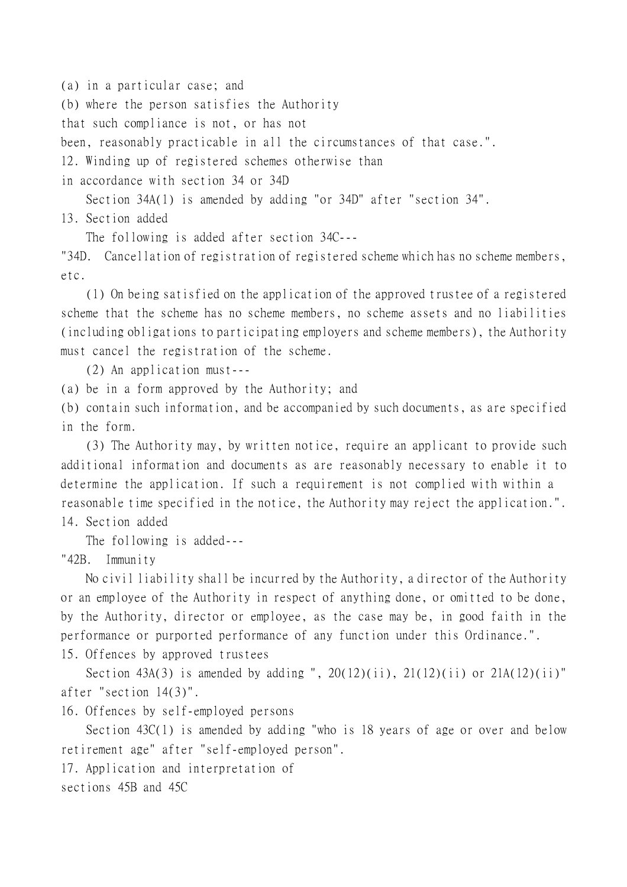(a) in a particular case; and

(b) where the person satisfies the Authority that such compliance is not, or has not been, reasonably practicable in all the circumstances of that case.".

12. Winding up of registered schemes otherwise than in accordance with section 34 or 34D

Section 34A(1) is amended by adding "or 34D" after "section 34".

13. Section added

The following is added after section 34C---

"34D. Cancellation of registration of registered scheme which has no scheme members, etc.

(1) On being satisfied on the application of the approved trustee of a registered scheme that the scheme has no scheme members, no scheme assets and no liabilities (including obligations to participating employers and scheme members), the Authority must cancel the registration of the scheme.

(2) An application must---

(a) be in a form approved by the Authority; and

(b) contain such information, and be accompanied by such documents, as are specified in the form.

(3) The Authority may, by written notice, require an applicant to provide such additional information and documents as are reasonably necessary to enable it to determine the application. If such a requirement is not complied with within a reasonable time specified in the notice, the Authority may reject the application.".

14. Section added

The following is added---

"42B. Immunity

No civil liability shall be incurred by the Authority, a director of the Authority or an employee of the Authority in respect of anything done, or omitted to be done, by the Authority, director or employee, as the case may be, in good faith in the performance or purported performance of any function under this Ordinance.".

15. Offences by approved trustees

Section 43A(3) is amended by adding ", 20(12)(ii), 21(12)(ii) or 21A(12)(ii)" after "section 14(3)".

16. Offences by self-employed persons

Section 43C(1) is amended by adding "who is 18 years of age or over and below retirement age" after "self-employed person".

17. Application and interpretation of sections 45B and 45C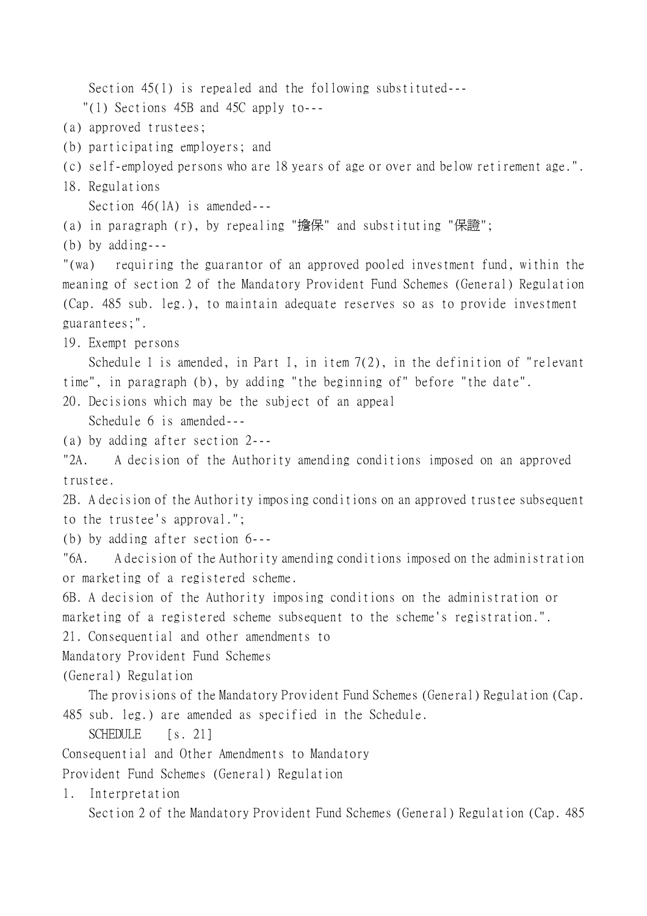Section 45(1) is repealed and the following substituted---

"(1) Sections 45B and 45C apply to---

(a) approved trustees;

(b) participating employers; and

(c) self-employed persons who are 18 years of age or over and below retirement age.".

18. Regulations

Section 46(1A) is amended---

(a) in paragraph (r), by repealing "擔保" and substituting "保證";

(b) by adding---

"(wa) requiring the guarantor of an approved pooled investment fund, within the meaning of section 2 of the Mandatory Provident Fund Schemes (General) Regulation (Cap. 485 sub. leg.), to maintain adequate reserves so as to provide investment guarantees;".

19. Exempt persons

Schedule 1 is amended, in Part I, in item 7(2), in the definition of "relevant time", in paragraph (b), by adding "the beginning of" before "the date".

20. Decisions which may be the subject of an appeal

Schedule 6 is amended---

(a) by adding after section 2---

"2A. A decision of the Authority amending conditions imposed on an approved trustee.

2B. A decision of the Authority imposing conditions on an approved trustee subsequent to the trustee's approval.";

(b) by adding after section 6---

"6A. A decision of the Authority amending conditions imposed on the administration or marketing of a registered scheme.

6B. A decision of the Authority imposing conditions on the administration or marketing of a registered scheme subsequent to the scheme's registration.".

21. Consequential and other amendments to Mandatory Provident Fund Schemes (General) Regulation

The provisions of the Mandatory Provident Fund Schemes (General) Regulation (Cap. 485 sub. leg.) are amended as specified in the Schedule.

SCHEDULE [s. 21]

Consequential and Other Amendments to Mandatory Provident Fund Schemes (General) Regulation

1. Interpretation

Section 2 of the Mandatory Provident Fund Schemes (General) Regulation (Cap. 485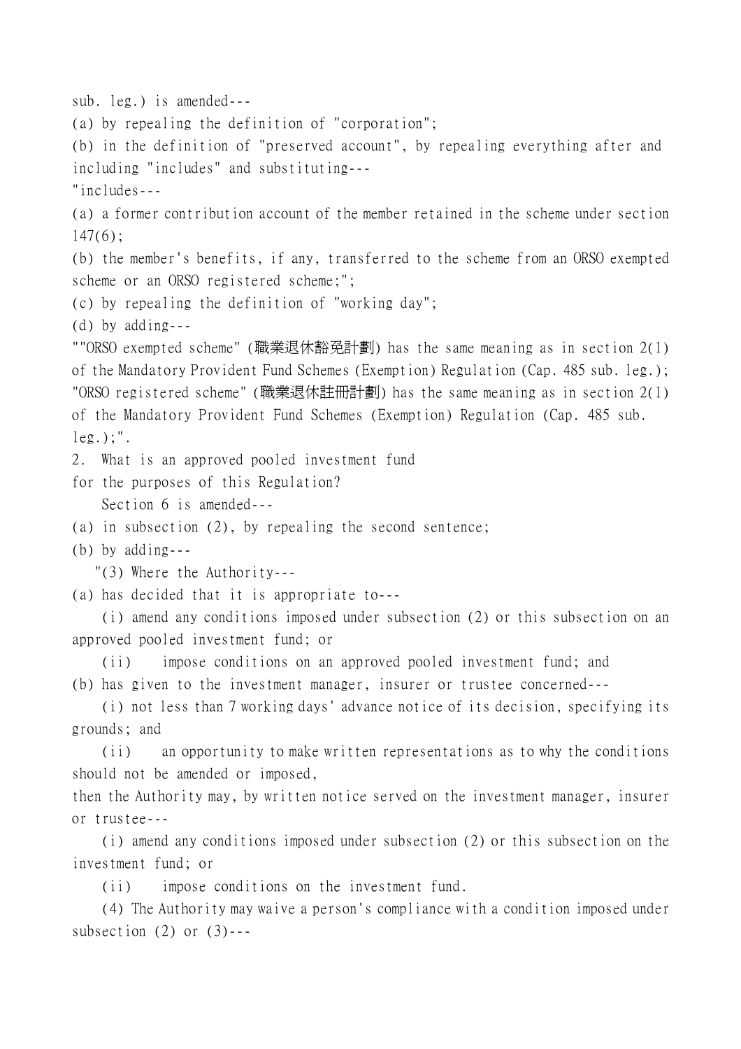sub. leg.) is amended---

(a) by repealing the definition of "corporation";

(b) in the definition of "preserved account", by repealing everything after and including "includes" and substituting---

"includes---

(a) a former contribution account of the member retained in the scheme under section 147(6);

(b) the member's benefits, if any, transferred to the scheme from an ORSO exempted scheme or an ORSO registered scheme;";

(c) by repealing the definition of "working day";

(d) by adding---

""ORSO exempted scheme" (職業退休豁免計劃) has the same meaning as in section 2(1) of the Mandatory Provident Fund Schemes (Exemption) Regulation (Cap. 485 sub. leg.);

"ORSO registered scheme" (職業退休註冊計劃) has the same meaning as in section 2(1) of the Mandatory Provident Fund Schemes (Exemption) Regulation (Cap. 485 sub. leg.);".

2. What is an approved pooled investment fund for the purposes of this Regulation?

Section 6 is amended---

(a) in subsection (2), by repealing the second sentence;

(b) by adding---

"(3) Where the Authority---

(a) has decided that it is appropriate to---

(i) amend any conditions imposed under subsection (2) or this subsection on an approved pooled investment fund; or

(ii) impose conditions on an approved pooled investment fund; and

(b) has given to the investment manager, insurer or trustee concerned---

(i) not less than 7 working days' advance notice of its decision, specifying its grounds; and

(ii) an opportunity to make written representations as to why the conditions should not be amended or imposed,

then the Authority may, by written notice served on the investment manager, insurer or trustee---

(i) amend any conditions imposed under subsection (2) or this subsection on the investment fund; or

(ii) impose conditions on the investment fund.

(4) The Authority may waive a person's compliance with a condition imposed under subsection (2) or (3)---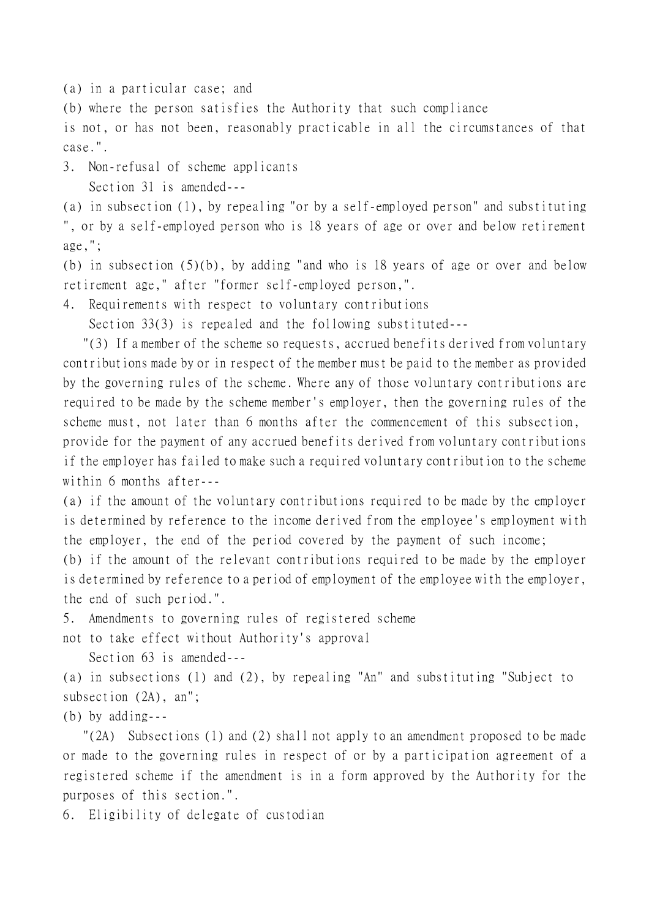(a) in a particular case; and

(b) where the person satisfies the Authority that such compliance is not, or has not been, reasonably practicable in all the circumstances of that case.".

3. Non-refusal of scheme applicants

Section 31 is amended---

(a) in subsection (1), by repealing "or by a self-employed person" and substituting ", or by a self-employed person who is 18 years of age or over and below retirement age,";

(b) in subsection (5)(b), by adding "and who is 18 years of age or over and below retirement age," after "former self-employed person,".

4. Requirements with respect to voluntary contributions

Section 33(3) is repealed and the following substituted---

"(3) If a member of the scheme so requests, accrued benefits derived from voluntary contributions made by or in respect of the member must be paid to the member as provided by the governing rules of the scheme. Where any of those voluntary contributions are required to be made by the scheme member's employer, then the governing rules of the scheme must, not later than 6 months after the commencement of this subsection, provide for the payment of any accrued benefits derived from voluntary contributions if the employer has failed to make such a required voluntary contribution to the scheme within 6 months after---

(a) if the amount of the voluntary contributions required to be made by the employer is determined by reference to the income derived from the employee's employment with the employer, the end of the period covered by the payment of such income;

(b) if the amount of the relevant contributions required to be made by the employer is determined by reference to a period of employment of the employee with the employer, the end of such period.".

5. Amendments to governing rules of registered scheme not to take effect without Authority's approval

Section 63 is amended---

(a) in subsections (1) and (2), by repealing "An" and substituting "Subject to subsection (2A), an";

(b) by adding---

"(2A) Subsections (1) and (2) shall not apply to an amendment proposed to be made or made to the governing rules in respect of or by a participation agreement of a registered scheme if the amendment is in a form approved by the Authority for the purposes of this section.".

6. Eligibility of delegate of custodian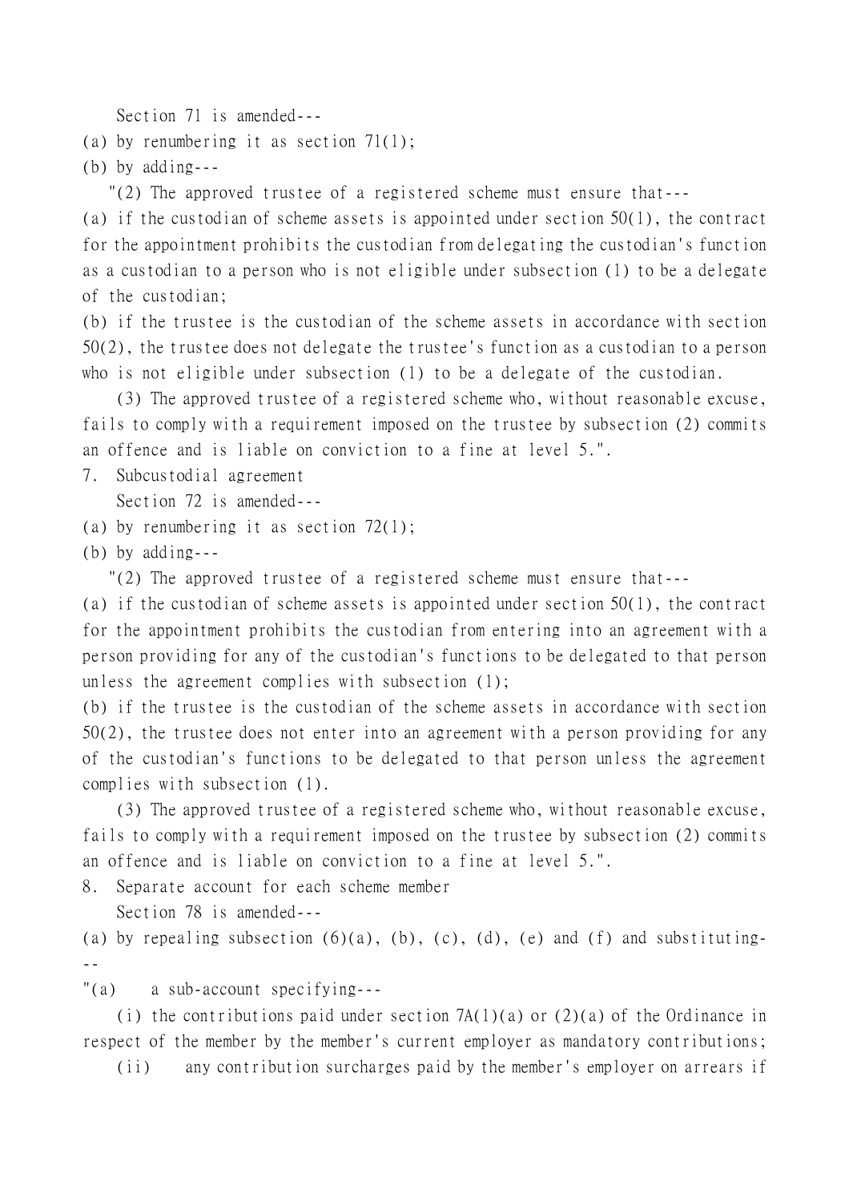Section 71 is amended---

(a) by renumbering it as section 71(1);

(b) by adding---

"(2) The approved trustee of a registered scheme must ensure that---

(a) if the custodian of scheme assets is appointed under section 50(1), the contract for the appointment prohibits the custodian from delegating the custodian's function as a custodian to a person who is not eligible under subsection (1) to be a delegate of the custodian;

(b) if the trustee is the custodian of the scheme assets in accordance with section 50(2), the trustee does not delegate the trustee's function as a custodian to a person who is not eligible under subsection (1) to be a delegate of the custodian.

(3) The approved trustee of a registered scheme who, without reasonable excuse, fails to comply with a requirement imposed on the trustee by subsection (2) commits an offence and is liable on conviction to a fine at level 5.".

7. Subcustodial agreement

Section 72 is amended---

(a) by renumbering it as section 72(1);

(b) by adding---

"(2) The approved trustee of a registered scheme must ensure that---

(a) if the custodian of scheme assets is appointed under section 50(1), the contract for the appointment prohibits the custodian from entering into an agreement with a person providing for any of the custodian's functions to be delegated to that person unless the agreement complies with subsection (1);

(b) if the trustee is the custodian of the scheme assets in accordance with section 50(2), the trustee does not enter into an agreement with a person providing for any of the custodian's functions to be delegated to that person unless the agreement complies with subsection (1).

(3) The approved trustee of a registered scheme who, without reasonable excuse, fails to comply with a requirement imposed on the trustee by subsection (2) commits an offence and is liable on conviction to a fine at level 5.".

8. Separate account for each scheme member

Section 78 is amended---

(a) by repealing subsection (6)(a), (b), (c), (d), (e) and (f) and substituting---

"(a) a sub-account specifying---

(i) the contributions paid under section 7A(1)(a) or (2)(a) of the Ordinance in respect of the member by the member's current employer as mandatory contributions;

(ii) any contribution surcharges paid by the member's employer on arrears if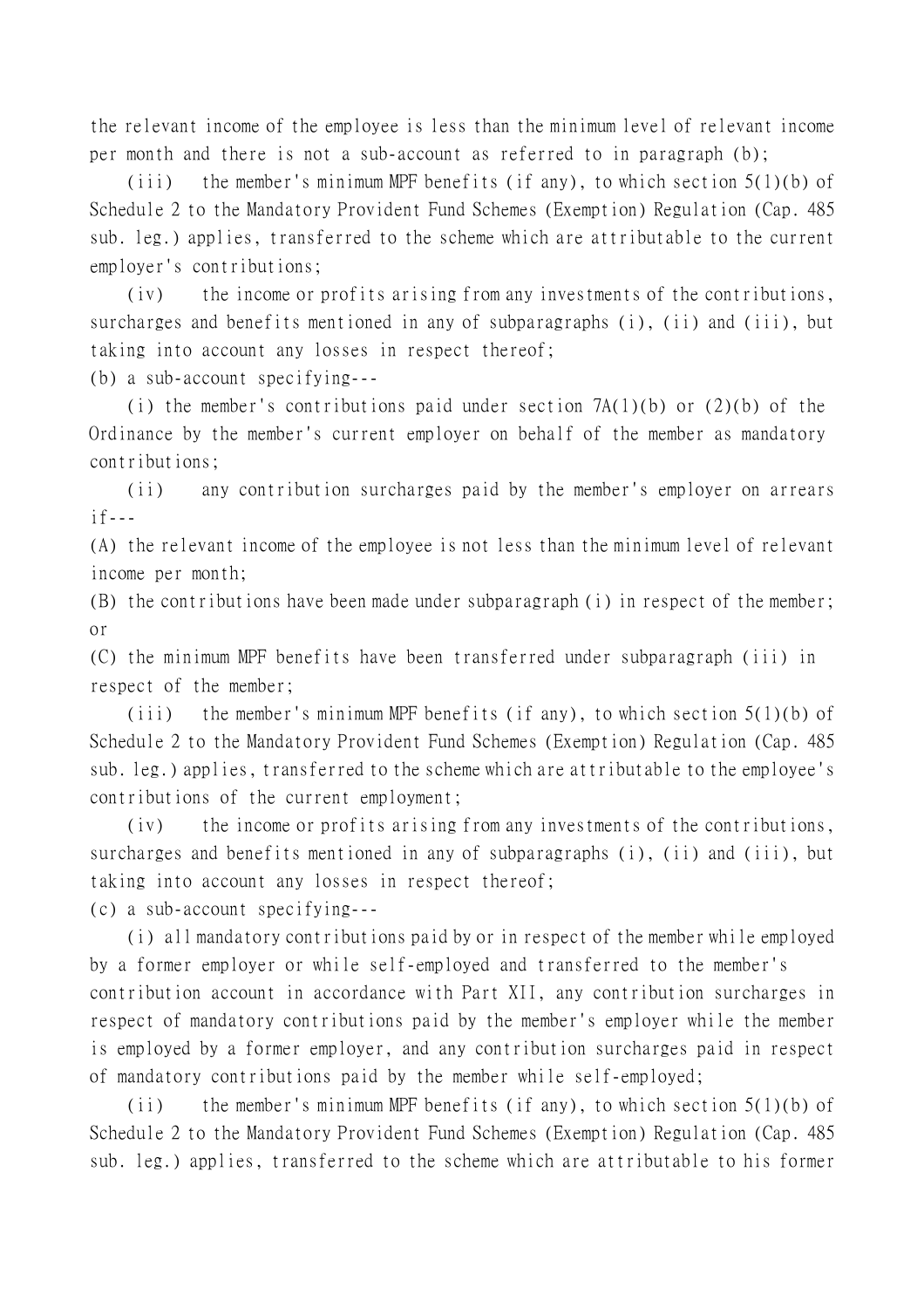the relevant income of the employee is less than the minimum level of relevant income per month and there is not a sub-account as referred to in paragraph (b);

(iii) the member's minimum MPF benefits (if any), to which section 5(1)(b) of Schedule 2 to the Mandatory Provident Fund Schemes (Exemption) Regulation (Cap. 485 sub. leg.) applies, transferred to the scheme which are attributable to the current employer's contributions;

(iv) the income or profits arising from any investments of the contributions, surcharges and benefits mentioned in any of subparagraphs (i), (ii) and (iii), but taking into account any losses in respect thereof;

(b) a sub-account specifying---

(i) the member's contributions paid under section 7A(1)(b) or (2)(b) of the Ordinance by the member's current employer on behalf of the member as mandatory contributions;

(ii) any contribution surcharges paid by the member's employer on arrears if---

(A) the relevant income of the employee is not less than the minimum level of relevant income per month;

(B) the contributions have been made under subparagraph (i) in respect of the member; or

(C) the minimum MPF benefits have been transferred under subparagraph (iii) in respect of the member;

(iii) the member's minimum MPF benefits (if any), to which section 5(1)(b) of Schedule 2 to the Mandatory Provident Fund Schemes (Exemption) Regulation (Cap. 485 sub. leg.) applies, transferred to the scheme which are attributable to the employee's contributions of the current employment;

(iv) the income or profits arising from any investments of the contributions, surcharges and benefits mentioned in any of subparagraphs (i), (ii) and (iii), but taking into account any losses in respect thereof;

(c) a sub-account specifying---

(i) all mandatory contributions paid by or in respect of the member while employed by a former employer or while self-employed and transferred to the member's contribution account in accordance with Part XII, any contribution surcharges in respect of mandatory contributions paid by the member's employer while the member is employed by a former employer, and any contribution surcharges paid in respect of mandatory contributions paid by the member while self-employed;

(ii) the member's minimum MPF benefits (if any), to which section 5(1)(b) of Schedule 2 to the Mandatory Provident Fund Schemes (Exemption) Regulation (Cap. 485 sub. leg.) applies, transferred to the scheme which are attributable to his former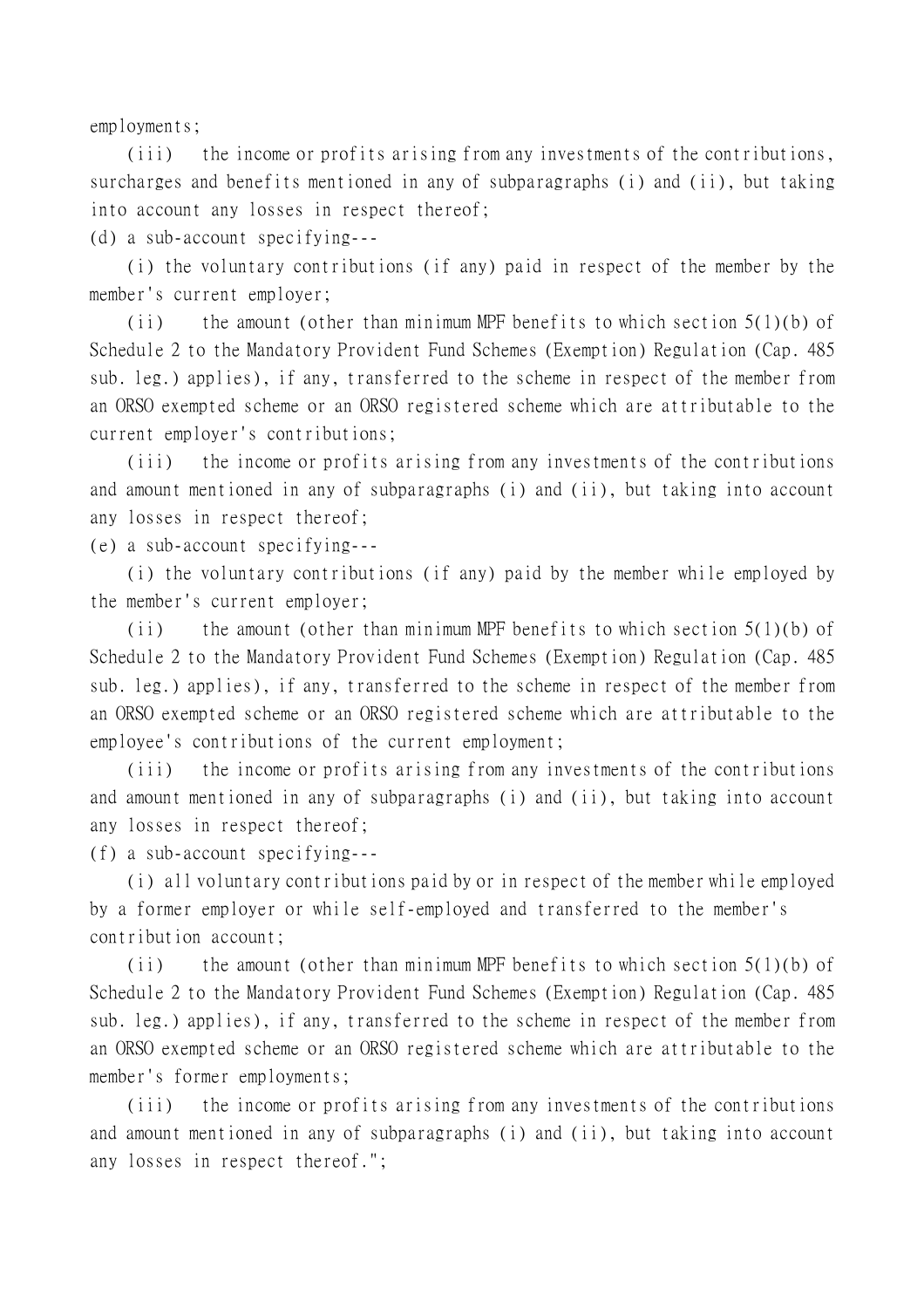employments;

(iii) the income or profits arising from any investments of the contributions, surcharges and benefits mentioned in any of subparagraphs (i) and (ii), but taking into account any losses in respect thereof;

(d) a sub-account specifying---

(i) the voluntary contributions (if any) paid in respect of the member by the member's current employer;

(ii) the amount (other than minimum MPF benefits to which section 5(1)(b) of Schedule 2 to the Mandatory Provident Fund Schemes (Exemption) Regulation (Cap. 485 sub. leg.) applies), if any, transferred to the scheme in respect of the member from an ORSO exempted scheme or an ORSO registered scheme which are attributable to the current employer's contributions;

(iii) the income or profits arising from any investments of the contributions and amount mentioned in any of subparagraphs (i) and (ii), but taking into account any losses in respect thereof;

(e) a sub-account specifying---

(i) the voluntary contributions (if any) paid by the member while employed by the member's current employer;

(ii) the amount (other than minimum MPF benefits to which section 5(1)(b) of Schedule 2 to the Mandatory Provident Fund Schemes (Exemption) Regulation (Cap. 485 sub. leg.) applies), if any, transferred to the scheme in respect of the member from an ORSO exempted scheme or an ORSO registered scheme which are attributable to the employee's contributions of the current employment;

(iii) the income or profits arising from any investments of the contributions and amount mentioned in any of subparagraphs (i) and (ii), but taking into account any losses in respect thereof;

(f) a sub-account specifying---

(i) all voluntary contributions paid by or in respect of the member while employed by a former employer or while self-employed and transferred to the member's contribution account;

(ii) the amount (other than minimum MPF benefits to which section 5(1)(b) of Schedule 2 to the Mandatory Provident Fund Schemes (Exemption) Regulation (Cap. 485 sub. leg.) applies), if any, transferred to the scheme in respect of the member from an ORSO exempted scheme or an ORSO registered scheme which are attributable to the member's former employments;

(iii) the income or profits arising from any investments of the contributions and amount mentioned in any of subparagraphs (i) and (ii), but taking into account any losses in respect thereof.";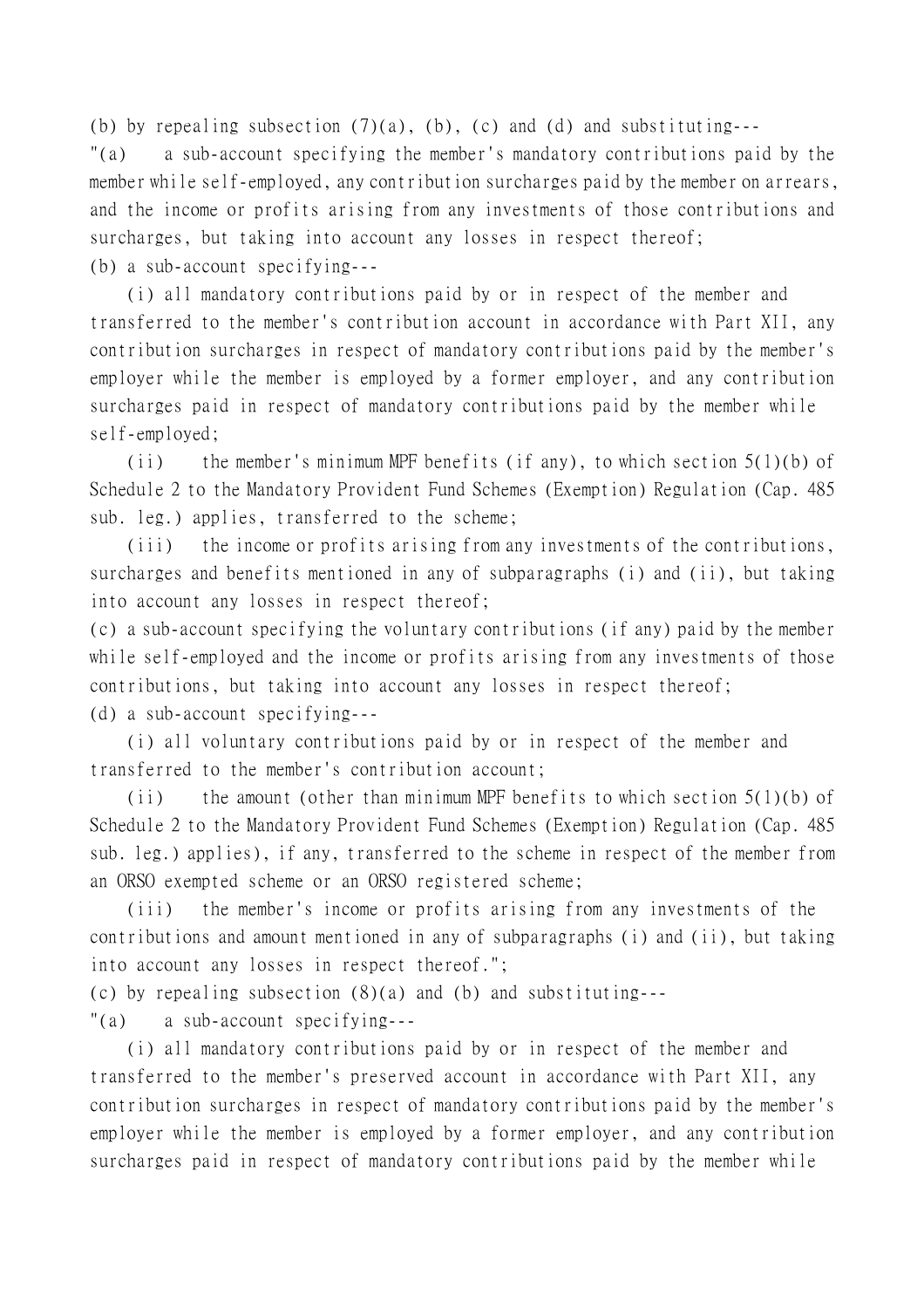(b) by repealing subsection (7)(a), (b), (c) and (d) and substituting---

"(a) a sub-account specifying the member's mandatory contributions paid by the member while self-employed, any contribution surcharges paid by the member on arrears, and the income or profits arising from any investments of those contributions and surcharges, but taking into account any losses in respect thereof;

(b) a sub-account specifying---

(i) all mandatory contributions paid by or in respect of the member and transferred to the member's contribution account in accordance with Part XII, any contribution surcharges in respect of mandatory contributions paid by the member's employer while the member is employed by a former employer, and any contribution surcharges paid in respect of mandatory contributions paid by the member while self-employed;

(ii) the member's minimum MPF benefits (if any), to which section 5(1)(b) of Schedule 2 to the Mandatory Provident Fund Schemes (Exemption) Regulation (Cap. 485 sub. leg.) applies, transferred to the scheme;

(iii) the income or profits arising from any investments of the contributions, surcharges and benefits mentioned in any of subparagraphs (i) and (ii), but taking into account any losses in respect thereof;

(c) a sub-account specifying the voluntary contributions (if any) paid by the member while self-employed and the income or profits arising from any investments of those contributions, but taking into account any losses in respect thereof;

(d) a sub-account specifying---

(i) all voluntary contributions paid by or in respect of the member and transferred to the member's contribution account;

(ii) the amount (other than minimum MPF benefits to which section 5(1)(b) of Schedule 2 to the Mandatory Provident Fund Schemes (Exemption) Regulation (Cap. 485 sub. leg.) applies), if any, transferred to the scheme in respect of the member from an ORSO exempted scheme or an ORSO registered scheme;

(iii) the member's income or profits arising from any investments of the contributions and amount mentioned in any of subparagraphs (i) and (ii), but taking into account any losses in respect thereof.";

(c) by repealing subsection (8)(a) and (b) and substituting---

"(a) a sub-account specifying---

(i) all mandatory contributions paid by or in respect of the member and transferred to the member's preserved account in accordance with Part XII, any contribution surcharges in respect of mandatory contributions paid by the member's employer while the member is employed by a former employer, and any contribution surcharges paid in respect of mandatory contributions paid by the member while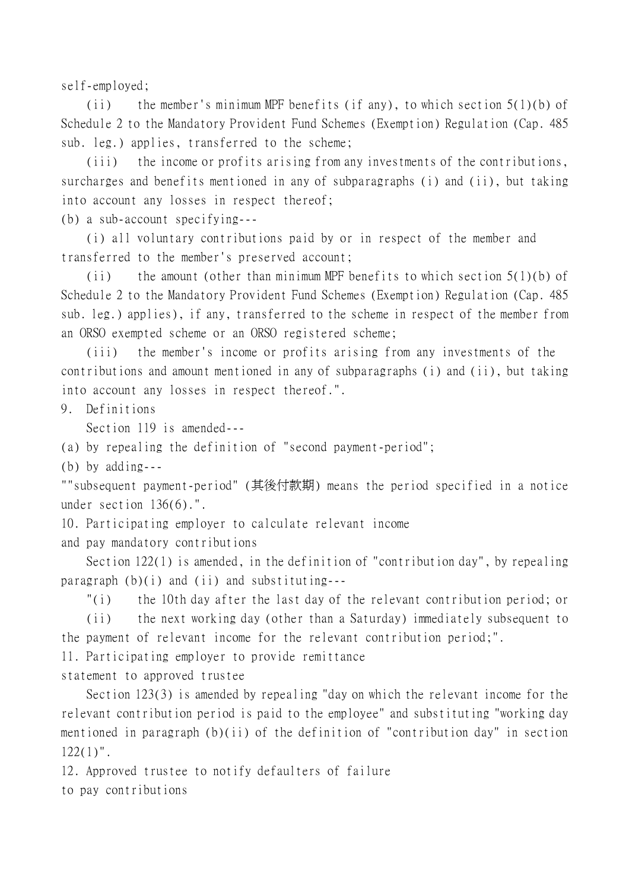self-employed;

(ii) the member's minimum MPF benefits (if any), to which section 5(1)(b) of Schedule 2 to the Mandatory Provident Fund Schemes (Exemption) Regulation (Cap. 485 sub. leg.) applies, transferred to the scheme;

(iii) the income or profits arising from any investments of the contributions, surcharges and benefits mentioned in any of subparagraphs (i) and (ii), but taking into account any losses in respect thereof;

(b) a sub-account specifying---

(i) all voluntary contributions paid by or in respect of the member and transferred to the member's preserved account;

(ii) the amount (other than minimum MPF benefits to which section 5(1)(b) of Schedule 2 to the Mandatory Provident Fund Schemes (Exemption) Regulation (Cap. 485 sub. leg.) applies), if any, transferred to the scheme in respect of the member from an ORSO exempted scheme or an ORSO registered scheme;

(iii) the member's income or profits arising from any investments of the contributions and amount mentioned in any of subparagraphs (i) and (ii), but taking into account any losses in respect thereof.".

9. Definitions

Section 119 is amended---

(a) by repealing the definition of "second payment-period";

(b) by adding---

""subsequent payment-period" (其後付款期) means the period specified in a notice under section 136(6).".

10. Participating employer to calculate relevant income and pay mandatory contributions

Section 122(1) is amended, in the definition of "contribution day", by repealing paragraph (b)(i) and (ii) and substituting---

"(i) the 10th day after the last day of the relevant contribution period; or

(ii) the next working day (other than a Saturday) immediately subsequent to the payment of relevant income for the relevant contribution period;".

11. Participating employer to provide remittance statement to approved trustee

Section 123(3) is amended by repealing "day on which the relevant income for the relevant contribution period is paid to the employee" and substituting "working day mentioned in paragraph (b)(ii) of the definition of "contribution day" in section 122(1)".

12. Approved trustee to notify defaulters of failure to pay contributions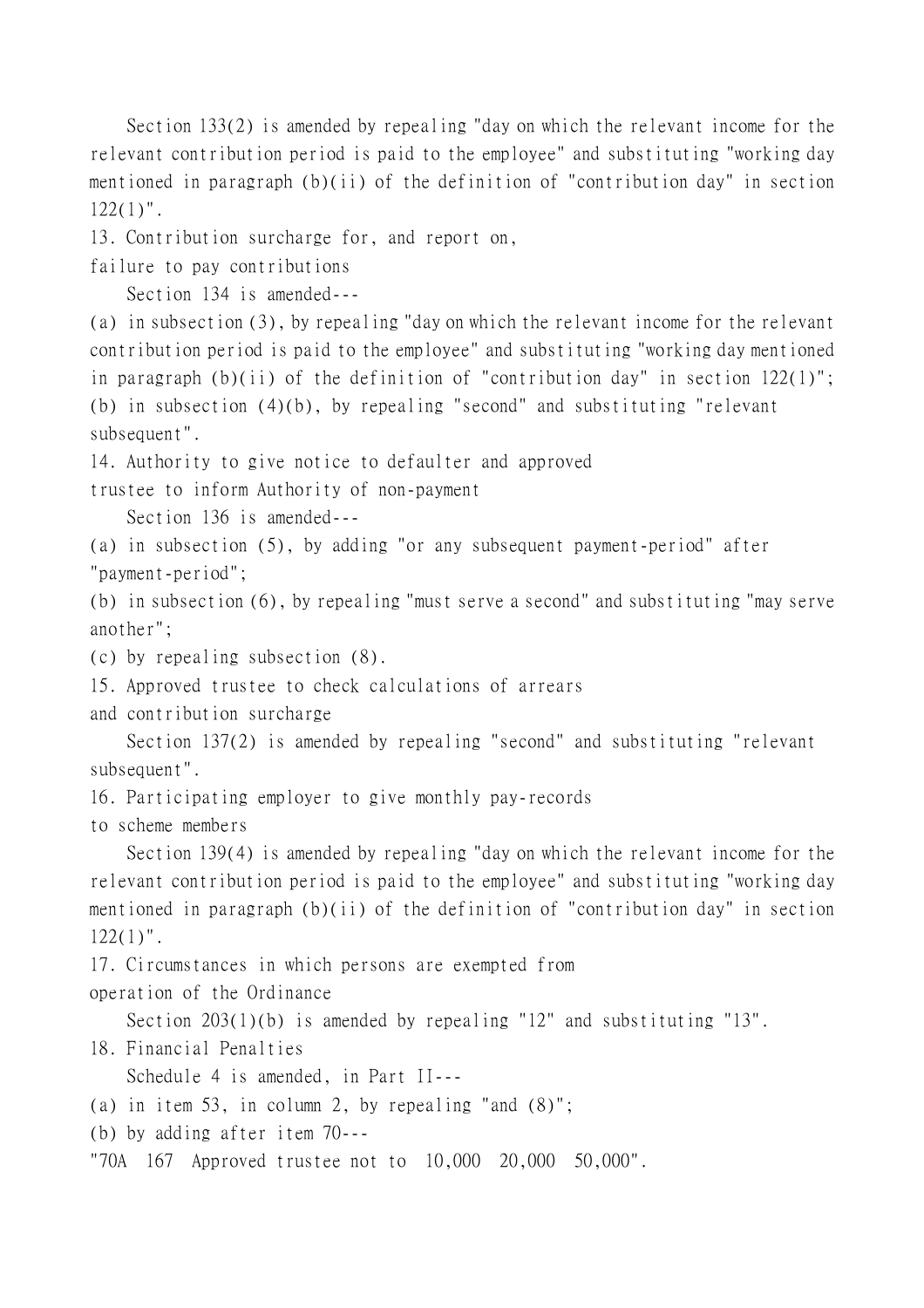Section 133(2) is amended by repealing "day on which the relevant income for the relevant contribution period is paid to the employee" and substituting "working day mentioned in paragraph (b)(ii) of the definition of "contribution day" in section 122(1)".

13. Contribution surcharge for, and report on, failure to pay contributions

Section 134 is amended---

(a) in subsection (3), by repealing "day on which the relevant income for the relevant contribution period is paid to the employee" and substituting "working day mentioned in paragraph (b)(ii) of the definition of "contribution day" in section 122(1)";

(b) in subsection (4)(b), by repealing "second" and substituting "relevant subsequent".

14. Authority to give notice to defaulter and approved trustee to inform Authority of non-payment

Section 136 is amended---

(a) in subsection (5), by adding "or any subsequent payment-period" after "payment-period";

(b) in subsection (6), by repealing "must serve a second" and substituting "may serve another";

(c) by repealing subsection (8).

15. Approved trustee to check calculations of arrears and contribution surcharge

Section 137(2) is amended by repealing "second" and substituting "relevant subsequent".

16. Participating employer to give monthly pay-records to scheme members

Section 139(4) is amended by repealing "day on which the relevant income for the relevant contribution period is paid to the employee" and substituting "working day mentioned in paragraph (b)(ii) of the definition of "contribution day" in section 122(1)".

17. Circumstances in which persons are exempted from operation of the Ordinance

Section 203(1)(b) is amended by repealing "12" and substituting "13".

18. Financial Penalties

Schedule 4 is amended, in Part II---

(a) in item 53, in column 2, by repealing "and (8)";

(b) by adding after item 70---

"70A 167 Approved trustee not to 10,000 20,000 50,000".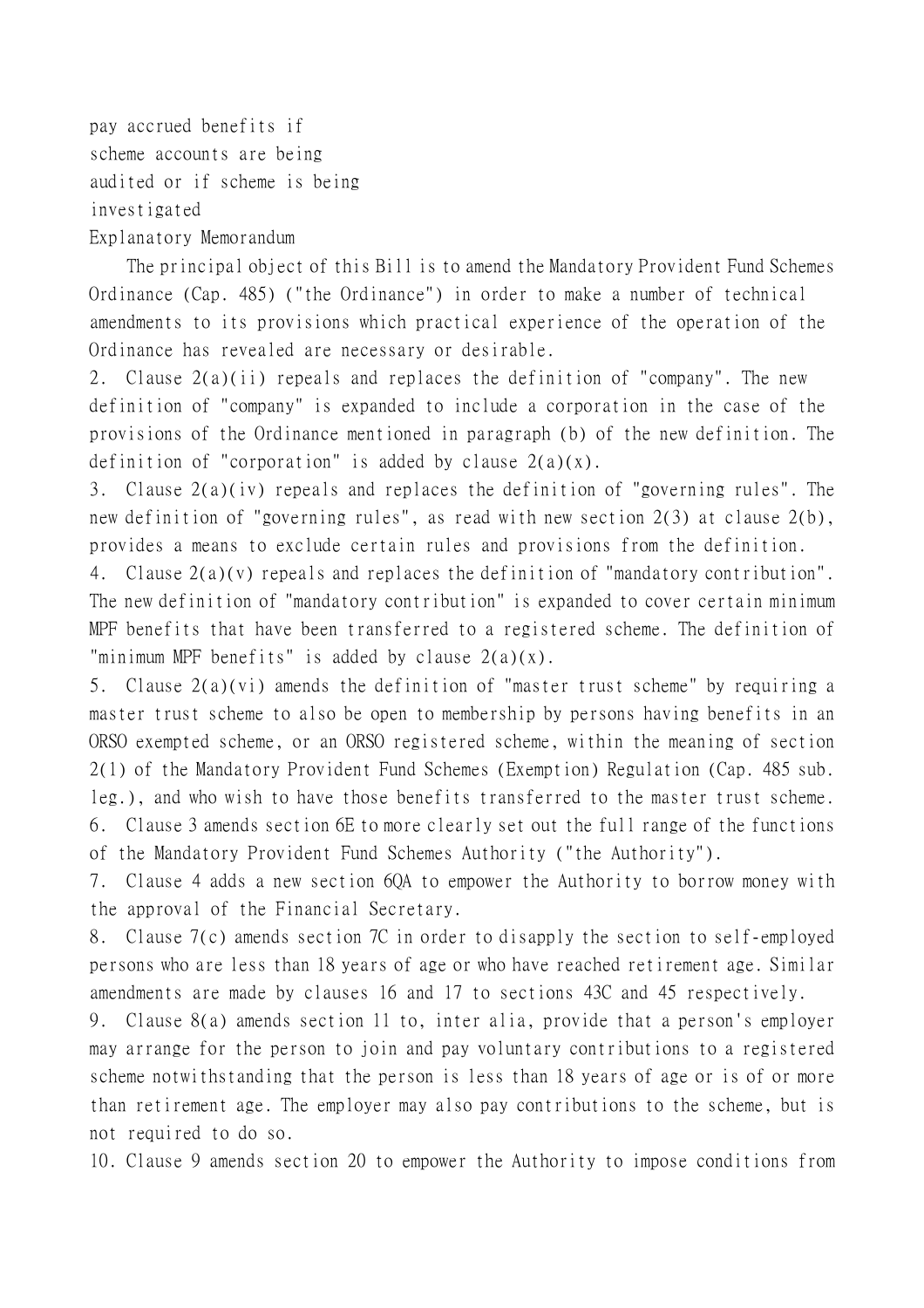pay accrued benefits if scheme accounts are being audited or if scheme is being investigated

## Explanatory Memorandum

The principal object of this Bill is to amend the Mandatory Provident Fund Schemes Ordinance (Cap. 485) ("the Ordinance") in order to make a number of technical amendments to its provisions which practical experience of the operation of the Ordinance has revealed are necessary or desirable.

2. Clause 2(a)(ii) repeals and replaces the definition of "company". The new definition of "company" is expanded to include a corporation in the case of the provisions of the Ordinance mentioned in paragraph (b) of the new definition. The definition of "corporation" is added by clause 2(a)(x).

3. Clause 2(a)(iv) repeals and replaces the definition of "governing rules". The new definition of "governing rules", as read with new section 2(3) at clause 2(b), provides a means to exclude certain rules and provisions from the definition.

4. Clause 2(a)(v) repeals and replaces the definition of "mandatory contribution". The new definition of "mandatory contribution" is expanded to cover certain minimum MPF benefits that have been transferred to a registered scheme. The definition of "minimum MPF benefits" is added by clause 2(a)(x).

5. Clause 2(a)(vi) amends the definition of "master trust scheme" by requiring a master trust scheme to also be open to membership by persons having benefits in an ORSO exempted scheme, or an ORSO registered scheme, within the meaning of section 2(1) of the Mandatory Provident Fund Schemes (Exemption) Regulation (Cap. 485 sub. leg.), and who wish to have those benefits transferred to the master trust scheme.

6. Clause 3 amends section 6E to more clearly set out the full range of the functions of the Mandatory Provident Fund Schemes Authority ("the Authority").

7. Clause 4 adds a new section 6QA to empower the Authority to borrow money with the approval of the Financial Secretary.

8. Clause 7(c) amends section 7C in order to disapply the section to self-employed persons who are less than 18 years of age or who have reached retirement age. Similar amendments are made by clauses 16 and 17 to sections 43C and 45 respectively.

9. Clause 8(a) amends section 11 to, inter alia, provide that a person's employer may arrange for the person to join and pay voluntary contributions to a registered scheme notwithstanding that the person is less than 18 years of age or is of or more than retirement age. The employer may also pay contributions to the scheme, but is not required to do so.

10. Clause 9 amends section 20 to empower the Authority to impose conditions from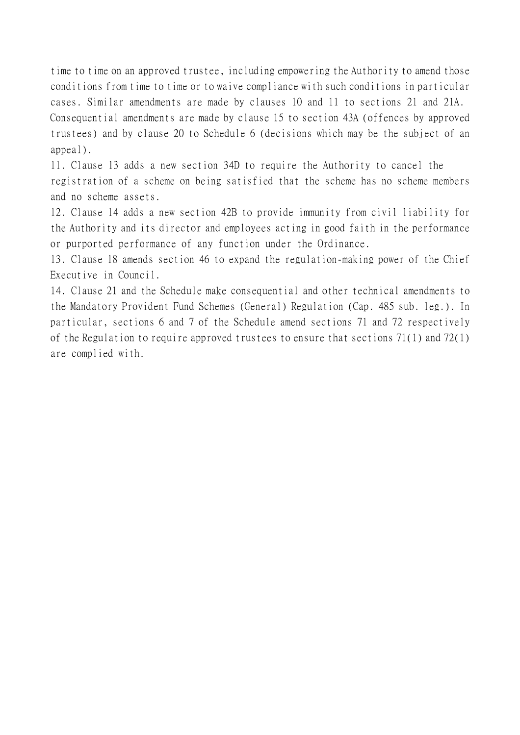time to time on an approved trustee, including empowering the Authority to amend those conditions from time to time or to waive compliance with such conditions in particular cases. Similar amendments are made by clauses 10 and 11 to sections 21 and 21A. Consequential amendments are made by clause 15 to section 43A (offences by approved trustees) and by clause 20 to Schedule 6 (decisions which may be the subject of an appeal).

11. Clause 13 adds a new section 34D to require the Authority to cancel the registration of a scheme on being satisfied that the scheme has no scheme members and no scheme assets.

12. Clause 14 adds a new section 42B to provide immunity from civil liability for the Authority and its director and employees acting in good faith in the performance or purported performance of any function under the Ordinance.

13. Clause 18 amends section 46 to expand the regulation-making power of the Chief Executive in Council.

14. Clause 21 and the Schedule make consequential and other technical amendments to the Mandatory Provident Fund Schemes (General) Regulation (Cap. 485 sub. leg.). In particular, sections 6 and 7 of the Schedule amend sections 71 and 72 respectively of the Regulation to require approved trustees to ensure that sections 71(1) and 72(1) are complied with.